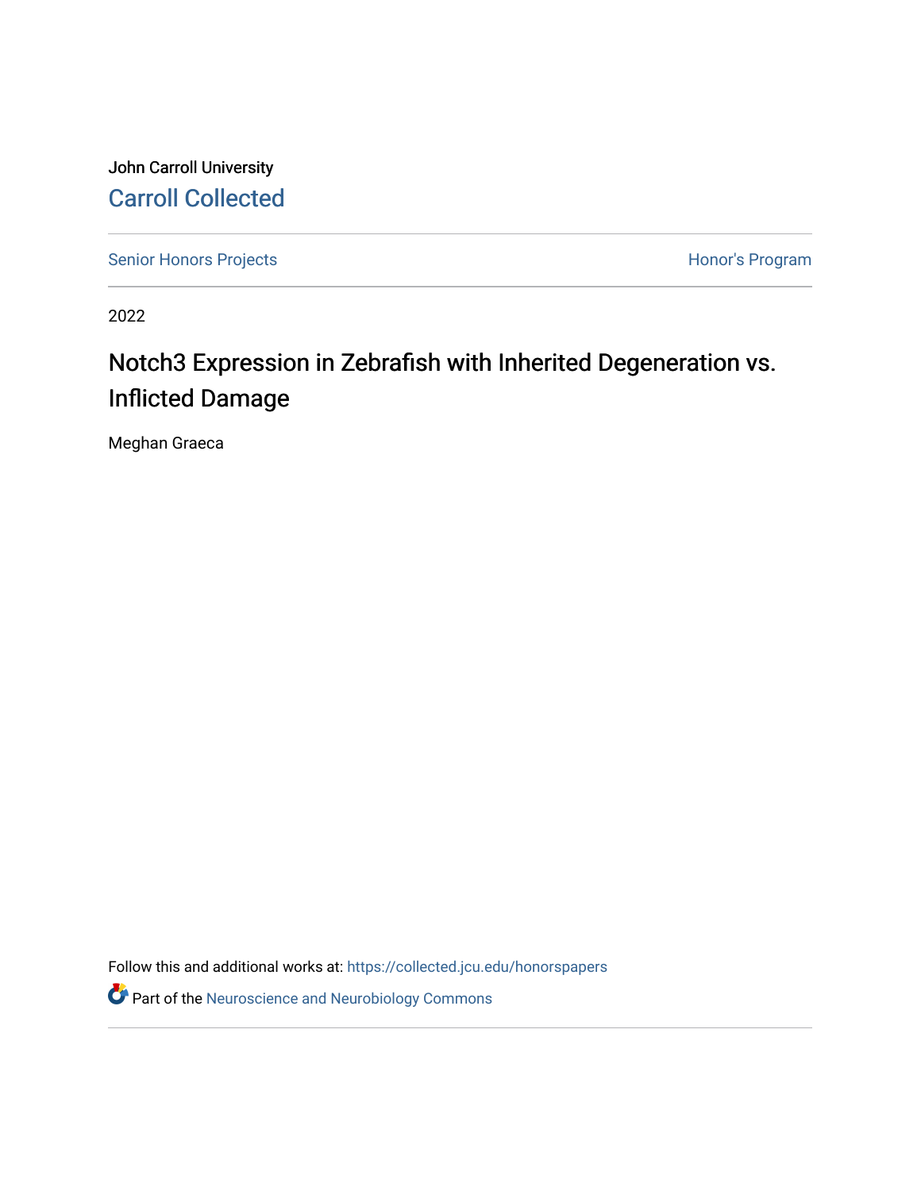John Carroll University

Carroll Collected

Senior Honors Projects | Honor's Program

2022

# Notch3 Expression in Zebrafish with Inherited Degeneration vs. Inflicted Damage

Meghan Graeca

Follow this and additional works at: https://collected.jcu.edu/honorspapers

Part of the Neuroscience and Neurobiology Commons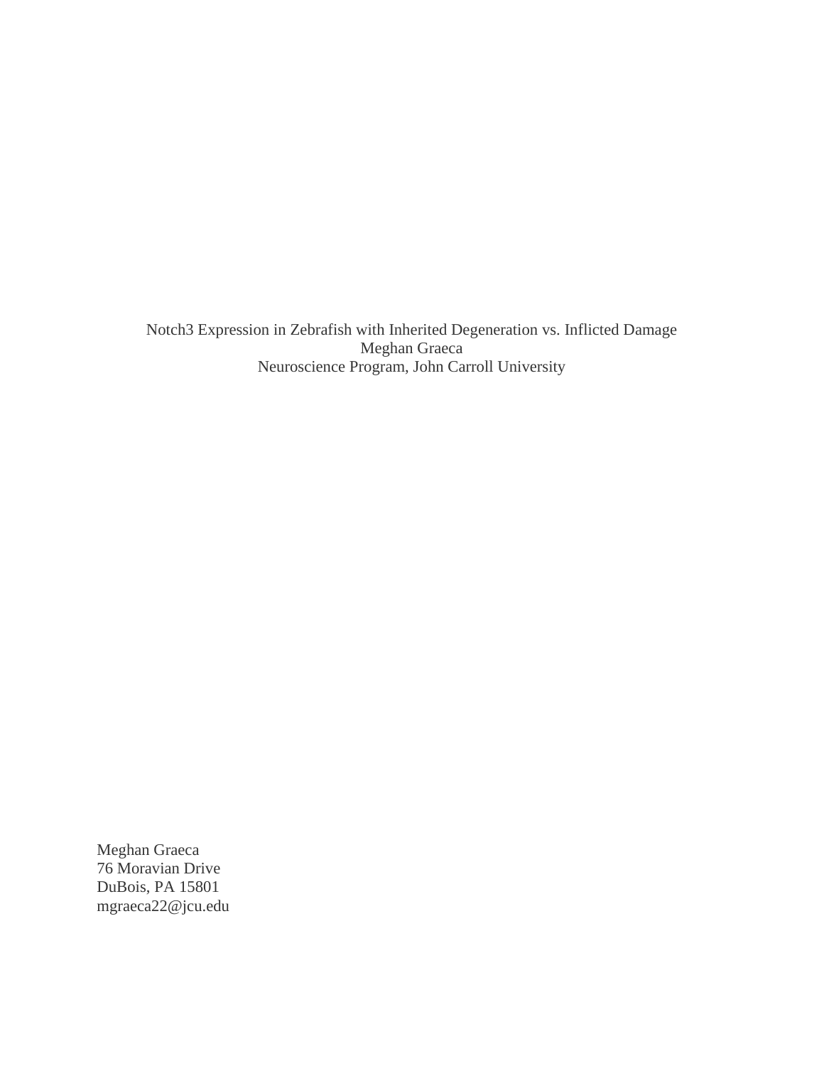Notch3 Expression in Zebrafish with Inherited Degeneration vs. Inflicted Damage

Meghan Graeca

Neuroscience Program, John Carroll University

Meghan Graeca
76 Moravian Drive
DuBois, PA 15801
mgraeca22@jcu.edu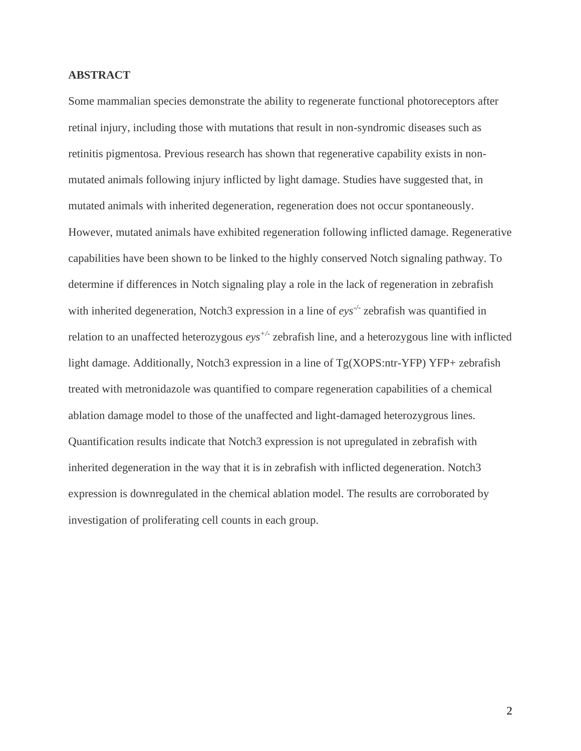## ABSTRACT

Some mammalian species demonstrate the ability to regenerate functional photoreceptors after retinal injury, including those with mutations that result in non-syndromic diseases such as retinitis pigmentosa. Previous research has shown that regenerative capability exists in non-mutated animals following injury inflicted by light damage. Studies have suggested that, in mutated animals with inherited degeneration, regeneration does not occur spontaneously. However, mutated animals have exhibited regeneration following inflicted damage. Regenerative capabilities have been shown to be linked to the highly conserved Notch signaling pathway. To determine if differences in Notch signaling play a role in the lack of regeneration in zebrafish with inherited degeneration, Notch3 expression in a line of *eys*$^{-/-}$ zebrafish was quantified in relation to an unaffected heterozygous *eys*$^{+/-}$ zebrafish line, and a heterozygous line with inflicted light damage. Additionally, Notch3 expression in a line of Tg(XOPS:ntr-YFP) YFP+ zebrafish treated with metronidazole was quantified to compare regeneration capabilities of a chemical ablation damage model to those of the unaffected and light-damaged heterozygrous lines. Quantification results indicate that Notch3 expression is not upregulated in zebrafish with inherited degeneration in the way that it is in zebrafish with inflicted degeneration. Notch3 expression is downregulated in the chemical ablation model. The results are corroborated by investigation of proliferating cell counts in each group.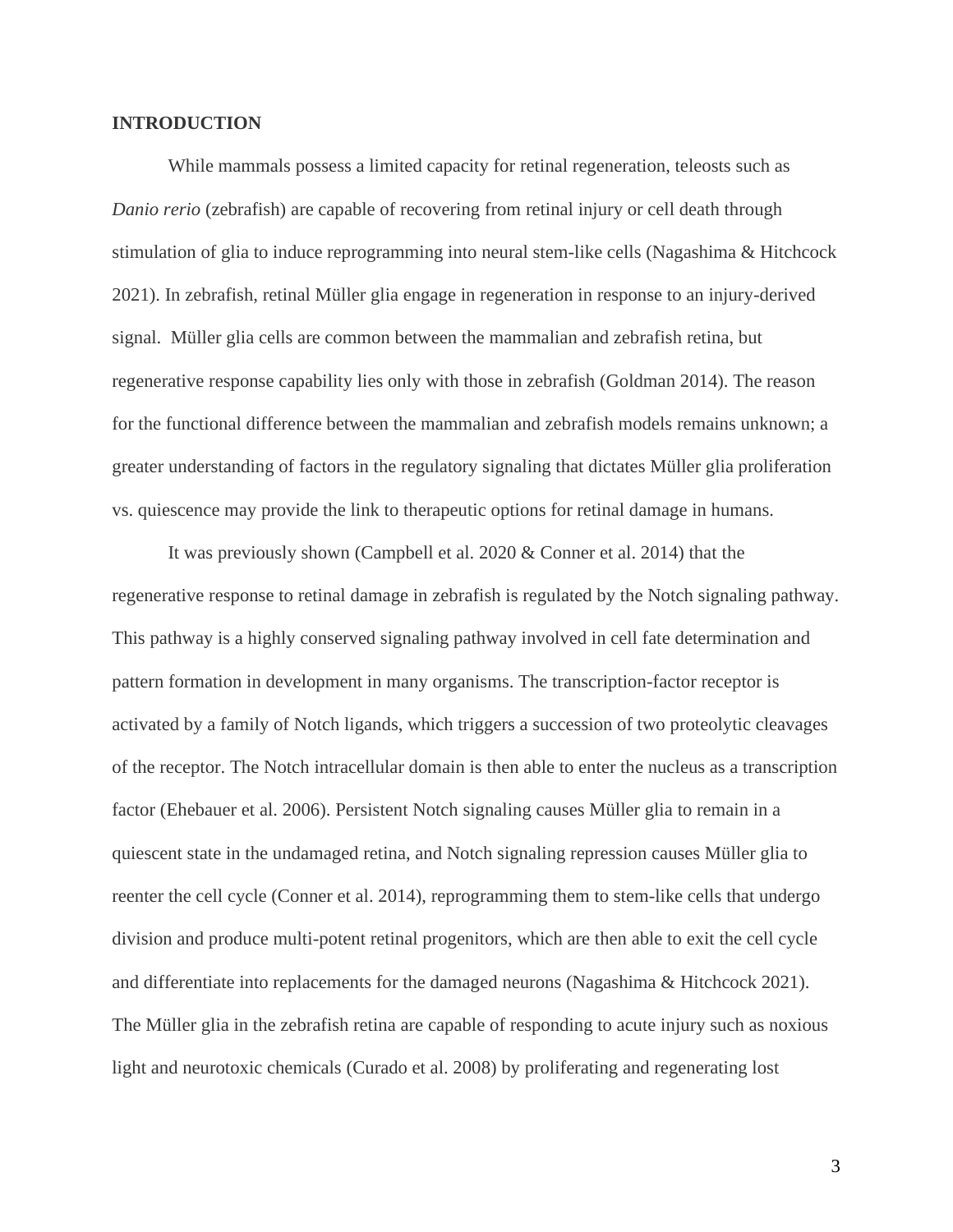## INTRODUCTION

While mammals possess a limited capacity for retinal regeneration, teleosts such as *Danio rerio* (zebrafish) are capable of recovering from retinal injury or cell death through stimulation of glia to induce reprogramming into neural stem-like cells (Nagashima & Hitchcock 2021). In zebrafish, retinal Müller glia engage in regeneration in response to an injury-derived signal. Müller glia cells are common between the mammalian and zebrafish retina, but regenerative response capability lies only with those in zebrafish (Goldman 2014). The reason for the functional difference between the mammalian and zebrafish models remains unknown; a greater understanding of factors in the regulatory signaling that dictates Müller glia proliferation vs. quiescence may provide the link to therapeutic options for retinal damage in humans.

It was previously shown (Campbell et al. 2020 & Conner et al. 2014) that the regenerative response to retinal damage in zebrafish is regulated by the Notch signaling pathway. This pathway is a highly conserved signaling pathway involved in cell fate determination and pattern formation in development in many organisms. The transcription-factor receptor is activated by a family of Notch ligands, which triggers a succession of two proteolytic cleavages of the receptor. The Notch intracellular domain is then able to enter the nucleus as a transcription factor (Ehebauer et al. 2006). Persistent Notch signaling causes Müller glia to remain in a quiescent state in the undamaged retina, and Notch signaling repression causes Müller glia to reenter the cell cycle (Conner et al. 2014), reprogramming them to stem-like cells that undergo division and produce multi-potent retinal progenitors, which are then able to exit the cell cycle and differentiate into replacements for the damaged neurons (Nagashima & Hitchcock 2021). The Müller glia in the zebrafish retina are capable of responding to acute injury such as noxious light and neurotoxic chemicals (Curado et al. 2008) by proliferating and regenerating lost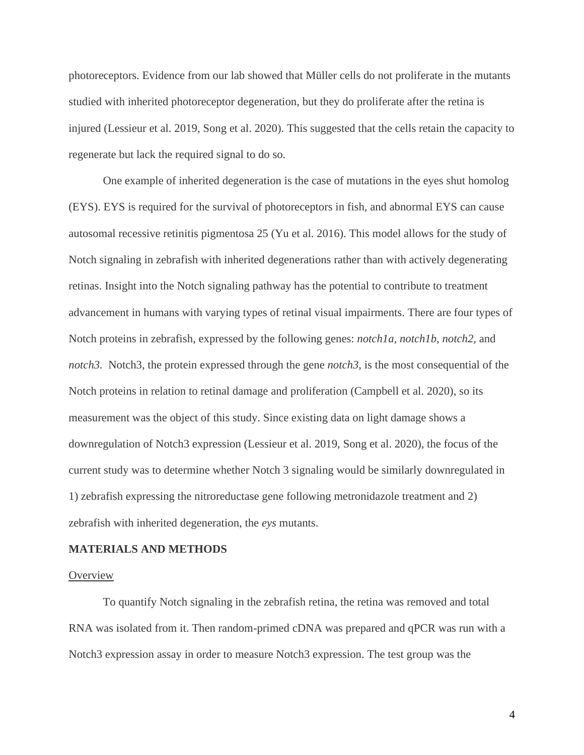photoreceptors. Evidence from our lab showed that Müller cells do not proliferate in the mutants studied with inherited photoreceptor degeneration, but they do proliferate after the retina is injured (Lessieur et al. 2019, Song et al. 2020). This suggested that the cells retain the capacity to regenerate but lack the required signal to do so.

One example of inherited degeneration is the case of mutations in the eyes shut homolog (EYS). EYS is required for the survival of photoreceptors in fish, and abnormal EYS can cause autosomal recessive retinitis pigmentosa 25 (Yu et al. 2016). This model allows for the study of Notch signaling in zebrafish with inherited degenerations rather than with actively degenerating retinas. Insight into the Notch signaling pathway has the potential to contribute to treatment advancement in humans with varying types of retinal visual impairments. There are four types of Notch proteins in zebrafish, expressed by the following genes: *notch1a*, *notch1b*, *notch2*, and *notch3*. Notch3, the protein expressed through the gene *notch3*, is the most consequential of the Notch proteins in relation to retinal damage and proliferation (Campbell et al. 2020), so its measurement was the object of this study. Since existing data on light damage shows a downregulation of Notch3 expression (Lessieur et al. 2019, Song et al. 2020), the focus of the current study was to determine whether Notch 3 signaling would be similarly downregulated in 1) zebrafish expressing the nitroreductase gene following metronidazole treatment and 2) zebrafish with inherited degeneration, the *eys* mutants.

## MATERIALS AND METHODS

### Overview

To quantify Notch signaling in the zebrafish retina, the retina was removed and total RNA was isolated from it. Then random-primed cDNA was prepared and qPCR was run with a Notch3 expression assay in order to measure Notch3 expression. The test group was the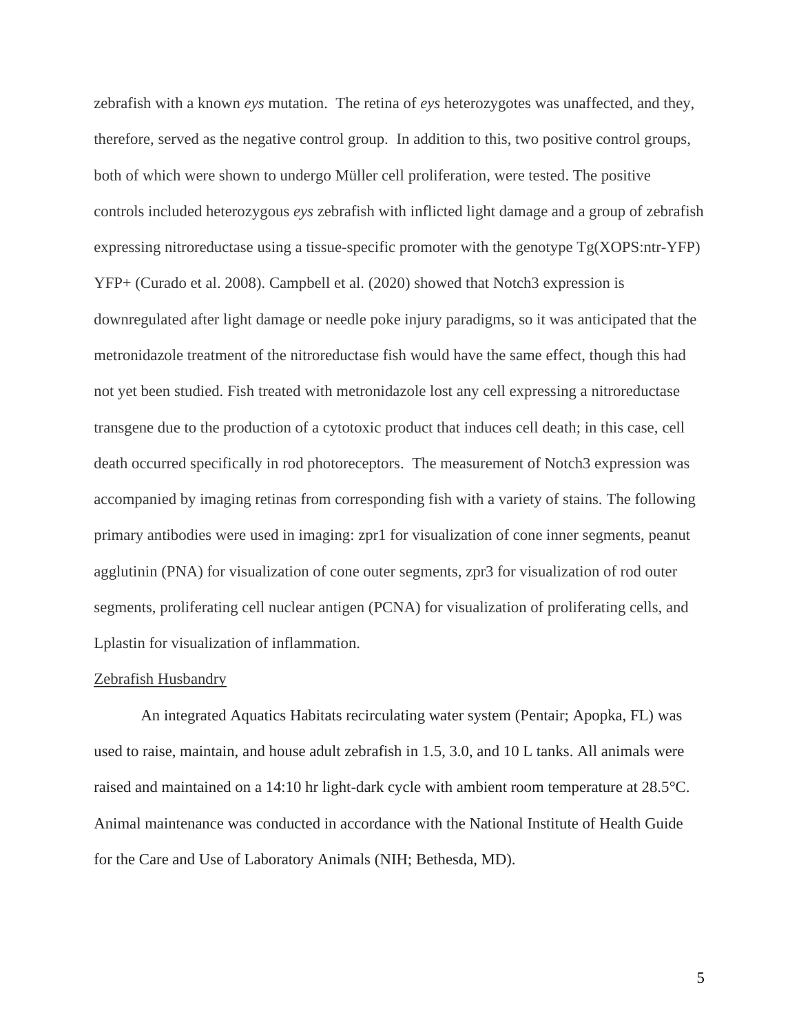zebrafish with a known *eys* mutation. The retina of *eys* heterozygotes was unaffected, and they, therefore, served as the negative control group. In addition to this, two positive control groups, both of which were shown to undergo Müller cell proliferation, were tested. The positive controls included heterozygous *eys* zebrafish with inflicted light damage and a group of zebrafish expressing nitroreductase using a tissue-specific promoter with the genotype Tg(XOPS:ntr-YFP) YFP+ (Curado et al. 2008). Campbell et al. (2020) showed that Notch3 expression is downregulated after light damage or needle poke injury paradigms, so it was anticipated that the metronidazole treatment of the nitroreductase fish would have the same effect, though this had not yet been studied. Fish treated with metronidazole lost any cell expressing a nitroreductase transgene due to the production of a cytotoxic product that induces cell death; in this case, cell death occurred specifically in rod photoreceptors. The measurement of Notch3 expression was accompanied by imaging retinas from corresponding fish with a variety of stains. The following primary antibodies were used in imaging: zpr1 for visualization of cone inner segments, peanut agglutinin (PNA) for visualization of cone outer segments, zpr3 for visualization of rod outer segments, proliferating cell nuclear antigen (PCNA) for visualization of proliferating cells, and Lplastin for visualization of inflammation.

## Zebrafish Husbandry

An integrated Aquatics Habitats recirculating water system (Pentair; Apopka, FL) was used to raise, maintain, and house adult zebrafish in 1.5, 3.0, and 10 L tanks. All animals were raised and maintained on a 14:10 hr light-dark cycle with ambient room temperature at 28.5°C. Animal maintenance was conducted in accordance with the National Institute of Health Guide for the Care and Use of Laboratory Animals (NIH; Bethesda, MD).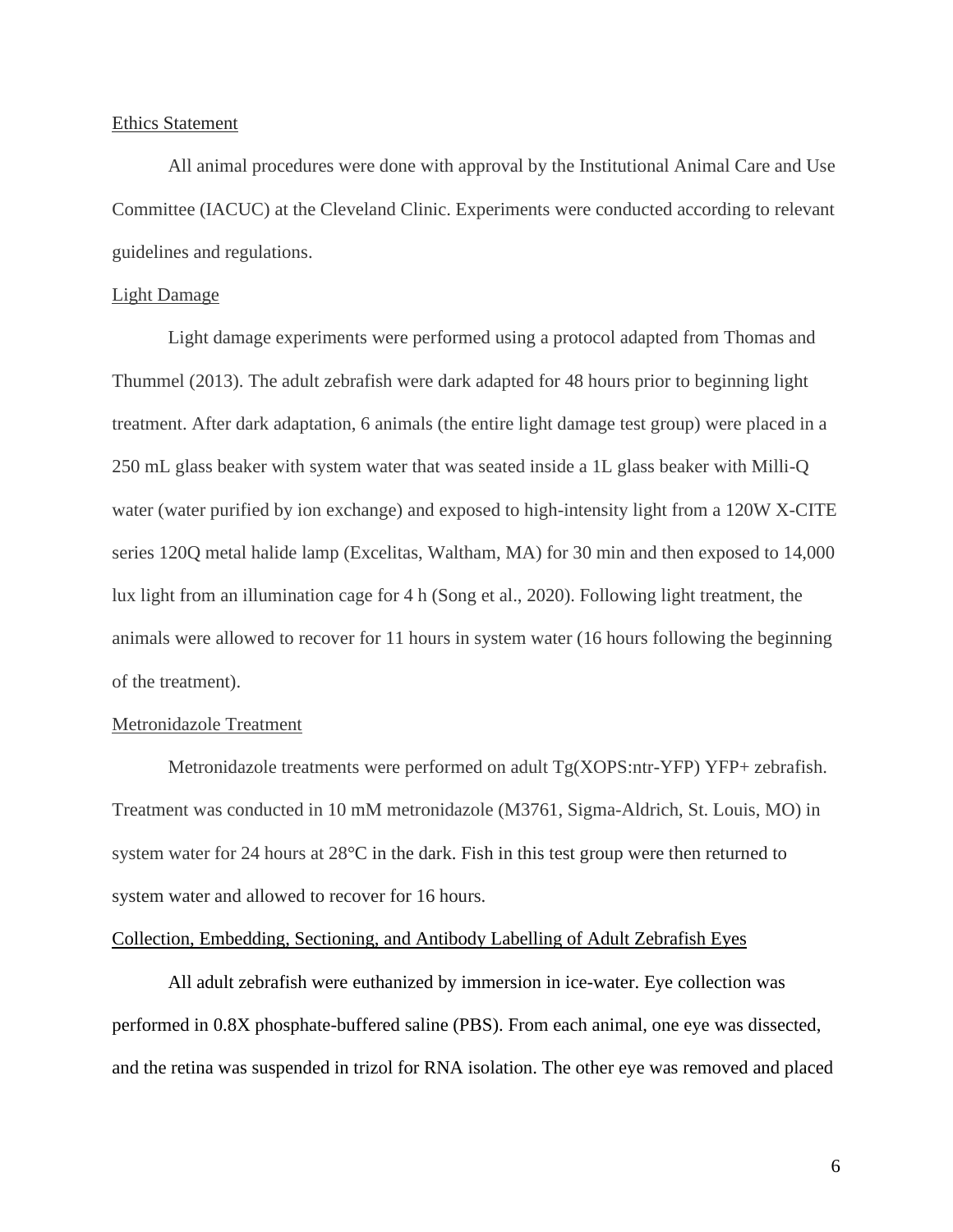## Ethics Statement

All animal procedures were done with approval by the Institutional Animal Care and Use Committee (IACUC) at the Cleveland Clinic. Experiments were conducted according to relevant guidelines and regulations.

## Light Damage

Light damage experiments were performed using a protocol adapted from Thomas and Thummel (2013). The adult zebrafish were dark adapted for 48 hours prior to beginning light treatment. After dark adaptation, 6 animals (the entire light damage test group) were placed in a 250 mL glass beaker with system water that was seated inside a 1L glass beaker with Milli-Q water (water purified by ion exchange) and exposed to high-intensity light from a 120W X-CITE series 120Q metal halide lamp (Excelitas, Waltham, MA) for 30 min and then exposed to 14,000 lux light from an illumination cage for 4 h (Song et al., 2020). Following light treatment, the animals were allowed to recover for 11 hours in system water (16 hours following the beginning of the treatment).

## Metronidazole Treatment

Metronidazole treatments were performed on adult Tg(XOPS:ntr-YFP) YFP+ zebrafish. Treatment was conducted in 10 mM metronidazole (M3761, Sigma-Aldrich, St. Louis, MO) in system water for 24 hours at 28°C in the dark. Fish in this test group were then returned to system water and allowed to recover for 16 hours.

## Collection, Embedding, Sectioning, and Antibody Labelling of Adult Zebrafish Eyes

All adult zebrafish were euthanized by immersion in ice-water. Eye collection was performed in 0.8X phosphate-buffered saline (PBS). From each animal, one eye was dissected, and the retina was suspended in trizol for RNA isolation. The other eye was removed and placed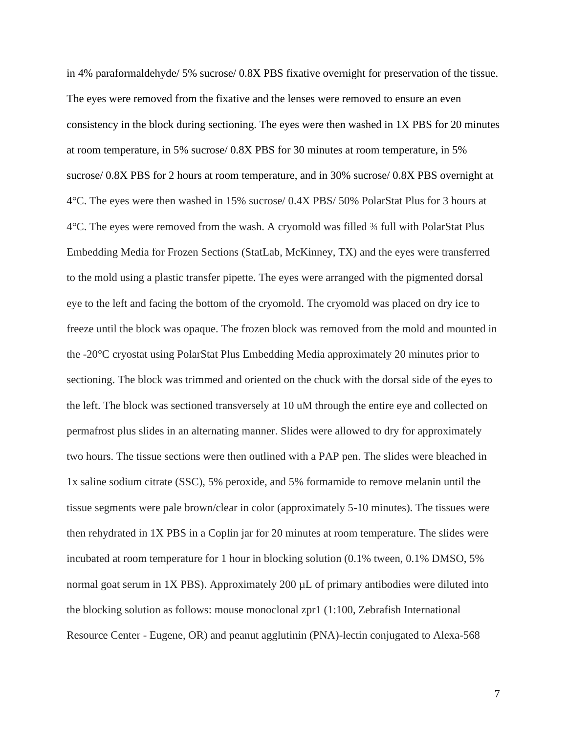in 4% paraformaldehyde/ 5% sucrose/ 0.8X PBS fixative overnight for preservation of the tissue. The eyes were removed from the fixative and the lenses were removed to ensure an even consistency in the block during sectioning. The eyes were then washed in 1X PBS for 20 minutes at room temperature, in 5% sucrose/ 0.8X PBS for 30 minutes at room temperature, in 5% sucrose/ 0.8X PBS for 2 hours at room temperature, and in 30% sucrose/ 0.8X PBS overnight at 4°C. The eyes were then washed in 15% sucrose/ 0.4X PBS/ 50% PolarStat Plus for 3 hours at 4°C. The eyes were removed from the wash. A cryomold was filled ¾ full with PolarStat Plus Embedding Media for Frozen Sections (StatLab, McKinney, TX) and the eyes were transferred to the mold using a plastic transfer pipette. The eyes were arranged with the pigmented dorsal eye to the left and facing the bottom of the cryomold. The cryomold was placed on dry ice to freeze until the block was opaque. The frozen block was removed from the mold and mounted in the -20°C cryostat using PolarStat Plus Embedding Media approximately 20 minutes prior to sectioning. The block was trimmed and oriented on the chuck with the dorsal side of the eyes to the left. The block was sectioned transversely at 10 uM through the entire eye and collected on permafrost plus slides in an alternating manner. Slides were allowed to dry for approximately two hours. The tissue sections were then outlined with a PAP pen. The slides were bleached in 1x saline sodium citrate (SSC), 5% peroxide, and 5% formamide to remove melanin until the tissue segments were pale brown/clear in color (approximately 5-10 minutes). The tissues were then rehydrated in 1X PBS in a Coplin jar for 20 minutes at room temperature. The slides were incubated at room temperature for 1 hour in blocking solution (0.1% tween, 0.1% DMSO, 5% normal goat serum in 1X PBS). Approximately 200 µL of primary antibodies were diluted into the blocking solution as follows: mouse monoclonal zpr1 (1:100, Zebrafish International Resource Center - Eugene, OR) and peanut agglutinin (PNA)-lectin conjugated to Alexa-568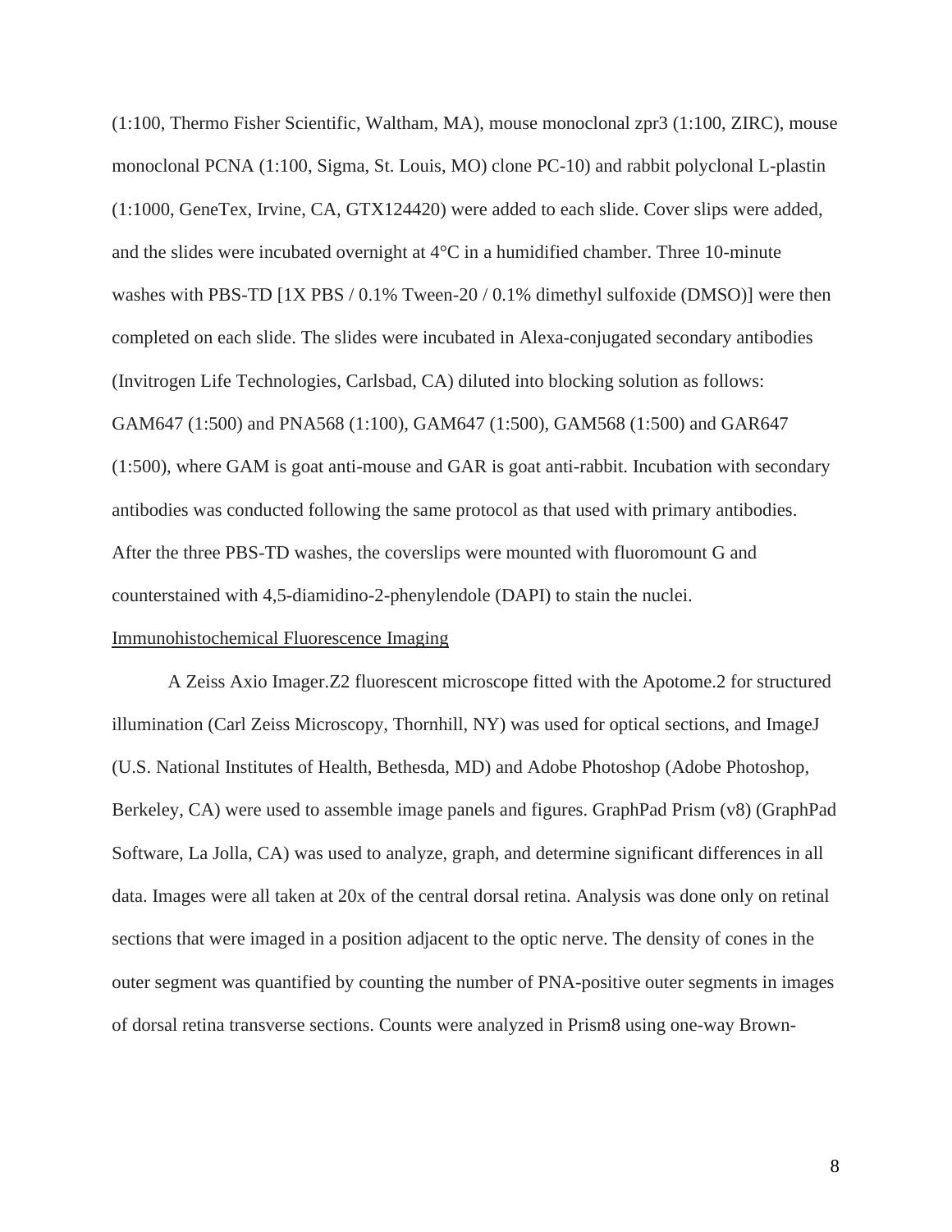(1:100, Thermo Fisher Scientific, Waltham, MA), mouse monoclonal zpr3 (1:100, ZIRC), mouse monoclonal PCNA (1:100, Sigma, St. Louis, MO) clone PC-10) and rabbit polyclonal L-plastin (1:1000, GeneTex, Irvine, CA, GTX124420) were added to each slide. Cover slips were added, and the slides were incubated overnight at 4°C in a humidified chamber. Three 10-minute washes with PBS-TD [1X PBS / 0.1% Tween-20 / 0.1% dimethyl sulfoxide (DMSO)] were then completed on each slide. The slides were incubated in Alexa-conjugated secondary antibodies (Invitrogen Life Technologies, Carlsbad, CA) diluted into blocking solution as follows: GAM647 (1:500) and PNA568 (1:100), GAM647 (1:500), GAM568 (1:500) and GAR647 (1:500), where GAM is goat anti-mouse and GAR is goat anti-rabbit. Incubation with secondary antibodies was conducted following the same protocol as that used with primary antibodies. After the three PBS-TD washes, the coverslips were mounted with fluoromount G and counterstained with 4,5-diamidino-2-phenylendole (DAPI) to stain the nuclei.

<u>Immunohistochemical Fluorescence Imaging</u>

A Zeiss Axio Imager.Z2 fluorescent microscope fitted with the Apotome.2 for structured illumination (Carl Zeiss Microscopy, Thornhill, NY) was used for optical sections, and ImageJ (U.S. National Institutes of Health, Bethesda, MD) and Adobe Photoshop (Adobe Photoshop, Berkeley, CA) were used to assemble image panels and figures. GraphPad Prism (v8) (GraphPad Software, La Jolla, CA) was used to analyze, graph, and determine significant differences in all data. Images were all taken at 20x of the central dorsal retina. Analysis was done only on retinal sections that were imaged in a position adjacent to the optic nerve. The density of cones in the outer segment was quantified by counting the number of PNA-positive outer segments in images of dorsal retina transverse sections. Counts were analyzed in Prism8 using one-way Brown-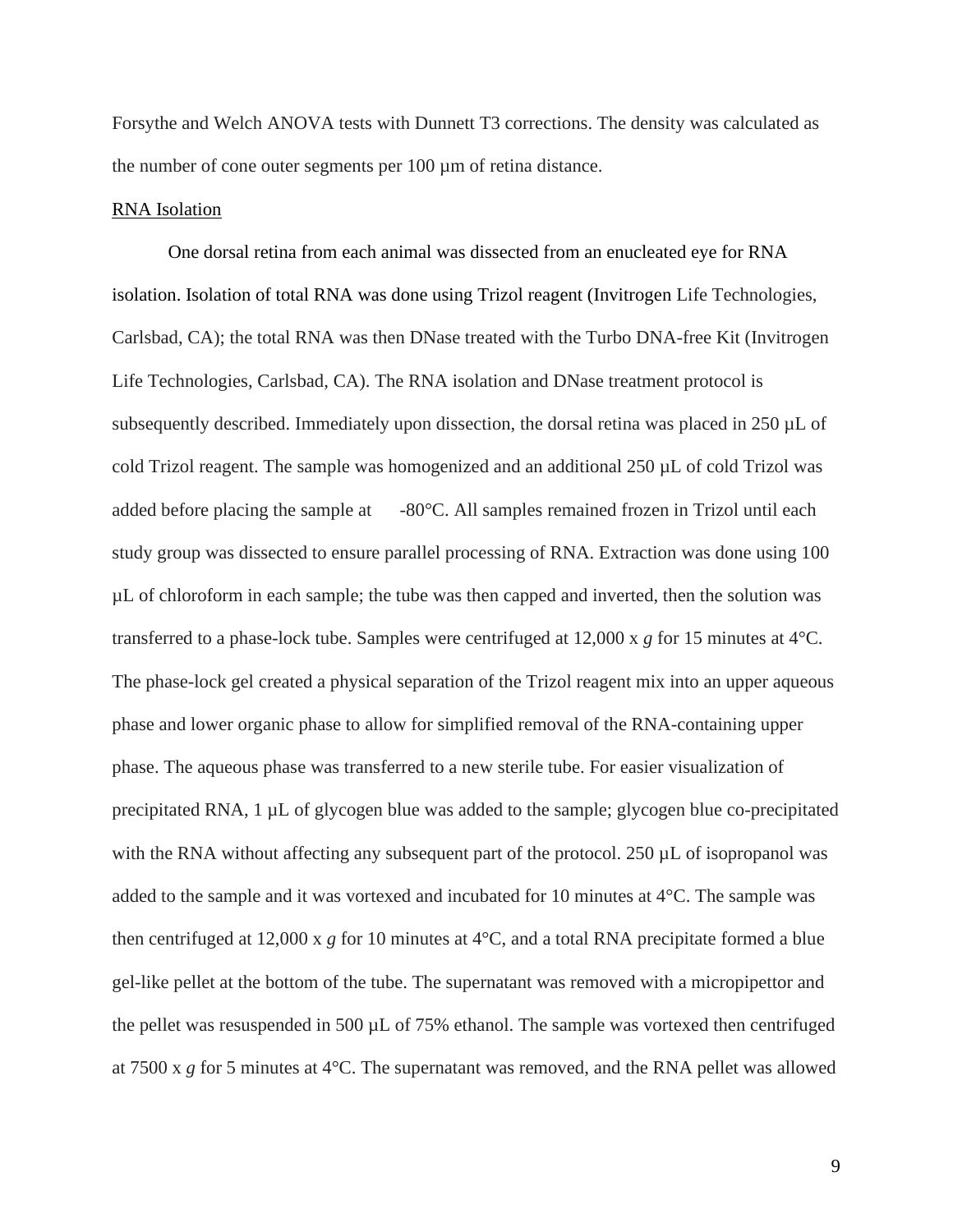Forsythe and Welch ANOVA tests with Dunnett T3 corrections. The density was calculated as the number of cone outer segments per 100 µm of retina distance.

RNA Isolation

One dorsal retina from each animal was dissected from an enucleated eye for RNA isolation. Isolation of total RNA was done using Trizol reagent (Invitrogen Life Technologies, Carlsbad, CA); the total RNA was then DNase treated with the Turbo DNA-free Kit (Invitrogen Life Technologies, Carlsbad, CA). The RNA isolation and DNase treatment protocol is subsequently described. Immediately upon dissection, the dorsal retina was placed in 250 µL of cold Trizol reagent. The sample was homogenized and an additional 250 µL of cold Trizol was added before placing the sample at -80°C. All samples remained frozen in Trizol until each study group was dissected to ensure parallel processing of RNA. Extraction was done using 100 µL of chloroform in each sample; the tube was then capped and inverted, then the solution was transferred to a phase-lock tube. Samples were centrifuged at 12,000 x *g* for 15 minutes at 4°C. The phase-lock gel created a physical separation of the Trizol reagent mix into an upper aqueous phase and lower organic phase to allow for simplified removal of the RNA-containing upper phase. The aqueous phase was transferred to a new sterile tube. For easier visualization of precipitated RNA, 1 µL of glycogen blue was added to the sample; glycogen blue co-precipitated with the RNA without affecting any subsequent part of the protocol. 250 µL of isopropanol was added to the sample and it was vortexed and incubated for 10 minutes at 4°C. The sample was then centrifuged at 12,000 x *g* for 10 minutes at 4°C, and a total RNA precipitate formed a blue gel-like pellet at the bottom of the tube. The supernatant was removed with a micropipettor and the pellet was resuspended in 500 µL of 75% ethanol. The sample was vortexed then centrifuged at 7500 x *g* for 5 minutes at 4°C. The supernatant was removed, and the RNA pellet was allowed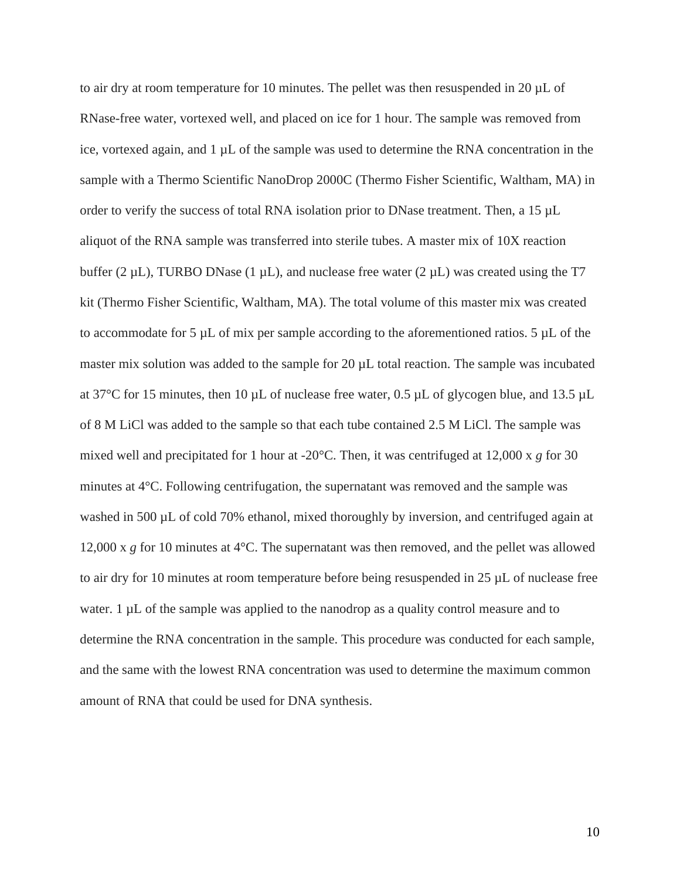to air dry at room temperature for 10 minutes. The pellet was then resuspended in 20 µL of RNase-free water, vortexed well, and placed on ice for 1 hour. The sample was removed from ice, vortexed again, and 1 µL of the sample was used to determine the RNA concentration in the sample with a Thermo Scientific NanoDrop 2000C (Thermo Fisher Scientific, Waltham, MA) in order to verify the success of total RNA isolation prior to DNase treatment. Then, a 15 µL aliquot of the RNA sample was transferred into sterile tubes. A master mix of 10X reaction buffer (2 µL), TURBO DNase (1 µL), and nuclease free water (2 µL) was created using the T7 kit (Thermo Fisher Scientific, Waltham, MA). The total volume of this master mix was created to accommodate for 5 µL of mix per sample according to the aforementioned ratios. 5 µL of the master mix solution was added to the sample for 20 µL total reaction. The sample was incubated at 37°C for 15 minutes, then 10 µL of nuclease free water, 0.5 µL of glycogen blue, and 13.5 µL of 8 M LiCl was added to the sample so that each tube contained 2.5 M LiCl. The sample was mixed well and precipitated for 1 hour at -20°C. Then, it was centrifuged at 12,000 x *g* for 30 minutes at 4°C. Following centrifugation, the supernatant was removed and the sample was washed in 500 µL of cold 70% ethanol, mixed thoroughly by inversion, and centrifuged again at 12,000 x *g* for 10 minutes at 4°C. The supernatant was then removed, and the pellet was allowed to air dry for 10 minutes at room temperature before being resuspended in 25 µL of nuclease free water. 1 µL of the sample was applied to the nanodrop as a quality control measure and to determine the RNA concentration in the sample. This procedure was conducted for each sample, and the same with the lowest RNA concentration was used to determine the maximum common amount of RNA that could be used for DNA synthesis.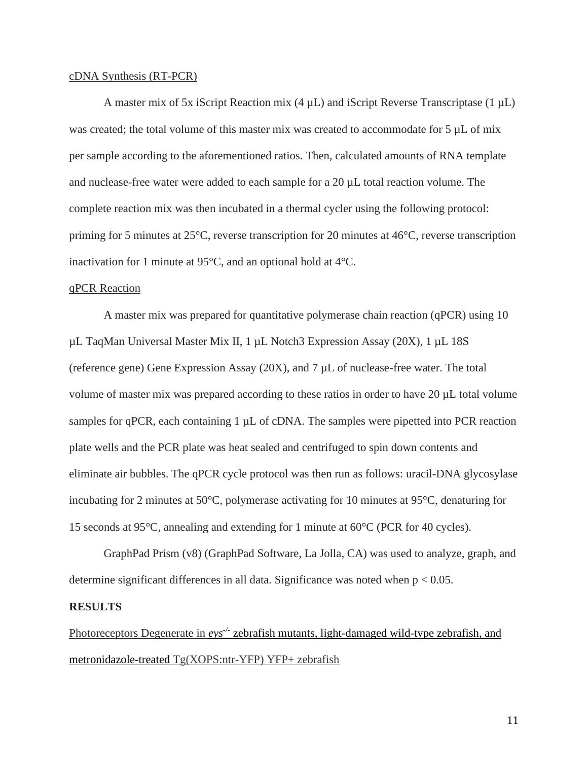cDNA Synthesis (RT-PCR)

A master mix of 5x iScript Reaction mix (4 µL) and iScript Reverse Transcriptase (1 µL) was created; the total volume of this master mix was created to accommodate for 5 µL of mix per sample according to the aforementioned ratios. Then, calculated amounts of RNA template and nuclease-free water were added to each sample for a 20 µL total reaction volume. The complete reaction mix was then incubated in a thermal cycler using the following protocol: priming for 5 minutes at 25°C, reverse transcription for 20 minutes at 46°C, reverse transcription inactivation for 1 minute at 95°C, and an optional hold at 4°C.

qPCR Reaction

A master mix was prepared for quantitative polymerase chain reaction (qPCR) using 10 µL TaqMan Universal Master Mix II, 1 µL Notch3 Expression Assay (20X), 1 µL 18S (reference gene) Gene Expression Assay (20X), and 7 µL of nuclease-free water. The total volume of master mix was prepared according to these ratios in order to have 20 µL total volume samples for qPCR, each containing 1 µL of cDNA. The samples were pipetted into PCR reaction plate wells and the PCR plate was heat sealed and centrifuged to spin down contents and eliminate air bubbles. The qPCR cycle protocol was then run as follows: uracil-DNA glycosylase incubating for 2 minutes at 50°C, polymerase activating for 10 minutes at 95°C, denaturing for 15 seconds at 95°C, annealing and extending for 1 minute at 60°C (PCR for 40 cycles).

GraphPad Prism (v8) (GraphPad Software, La Jolla, CA) was used to analyze, graph, and determine significant differences in all data. Significance was noted when $p < 0.05$.

**RESULTS**

Photoreceptors Degenerate in *eys*$^{-/-}$ zebrafish mutants, light-damaged wild-type zebrafish, and metronidazole-treated Tg(XOPS:ntr-YFP) YFP+ zebrafish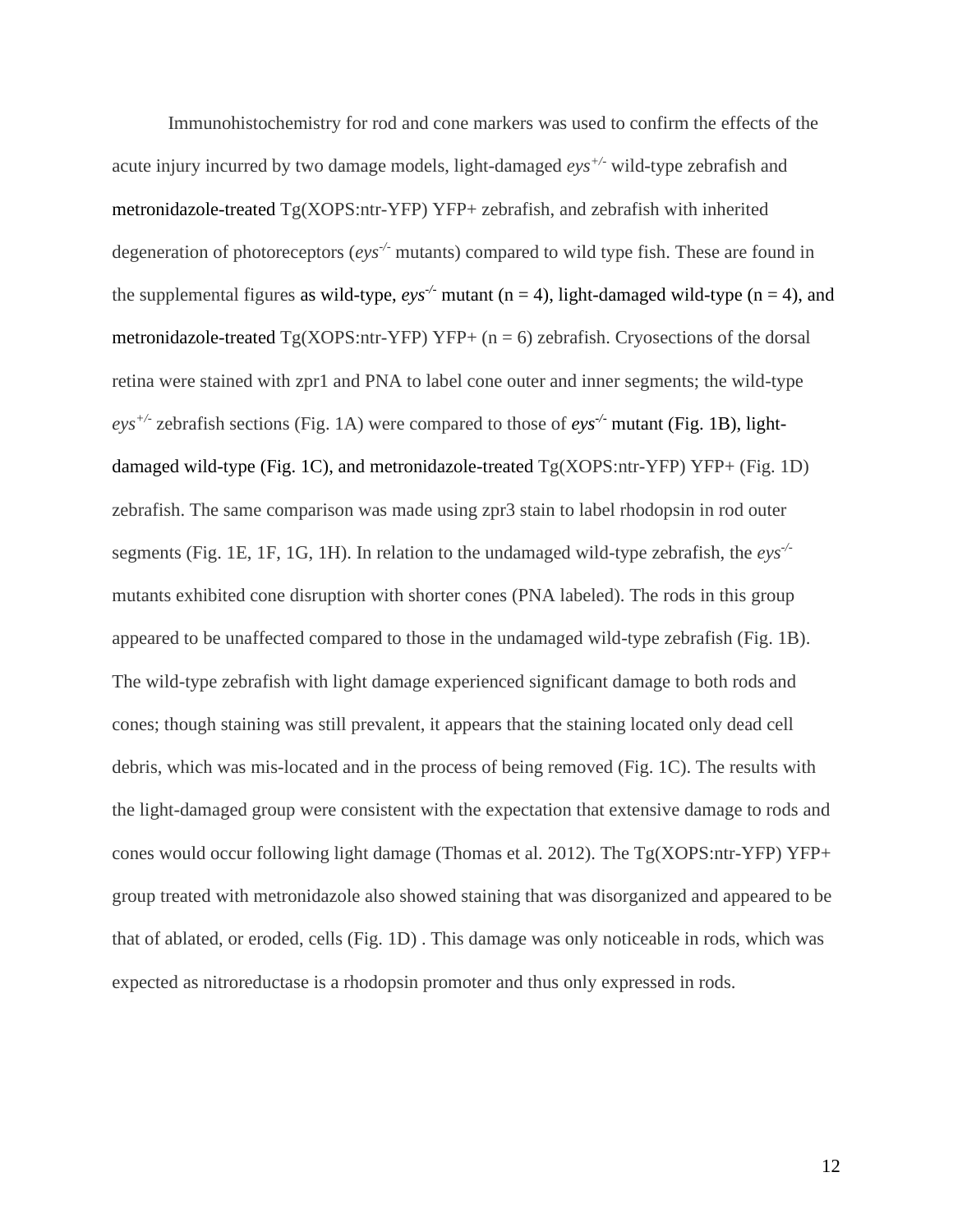Immunohistochemistry for rod and cone markers was used to confirm the effects of the acute injury incurred by two damage models, light-damaged *eys*$^{+/-}$ wild-type zebrafish and metronidazole-treated Tg(XOPS:ntr-YFP) YFP+ zebrafish, and zebrafish with inherited degeneration of photoreceptors (*eys*$^{-/-}$ mutants) compared to wild type fish. These are found in the supplemental figures as wild-type, *eys*$^{-/-}$ mutant (n = 4), light-damaged wild-type (n = 4), and metronidazole-treated Tg(XOPS:ntr-YFP) YFP+ (n = 6) zebrafish. Cryosections of the dorsal retina were stained with zpr1 and PNA to label cone outer and inner segments; the wild-type *eys*$^{+/-}$ zebrafish sections (Fig. 1A) were compared to those of *eys*$^{-/-}$ mutant (Fig. 1B), light-damaged wild-type (Fig. 1C), and metronidazole-treated Tg(XOPS:ntr-YFP) YFP+ (Fig. 1D) zebrafish. The same comparison was made using zpr3 stain to label rhodopsin in rod outer segments (Fig. 1E, 1F, 1G, 1H). In relation to the undamaged wild-type zebrafish, the *eys*$^{-/-}$ mutants exhibited cone disruption with shorter cones (PNA labeled). The rods in this group appeared to be unaffected compared to those in the undamaged wild-type zebrafish (Fig. 1B). The wild-type zebrafish with light damage experienced significant damage to both rods and cones; though staining was still prevalent, it appears that the staining located only dead cell debris, which was mis-located and in the process of being removed (Fig. 1C). The results with the light-damaged group were consistent with the expectation that extensive damage to rods and cones would occur following light damage (Thomas et al. 2012). The Tg(XOPS:ntr-YFP) YFP+ group treated with metronidazole also showed staining that was disorganized and appeared to be that of ablated, or eroded, cells (Fig. 1D) . This damage was only noticeable in rods, which was expected as nitroreductase is a rhodopsin promoter and thus only expressed in rods.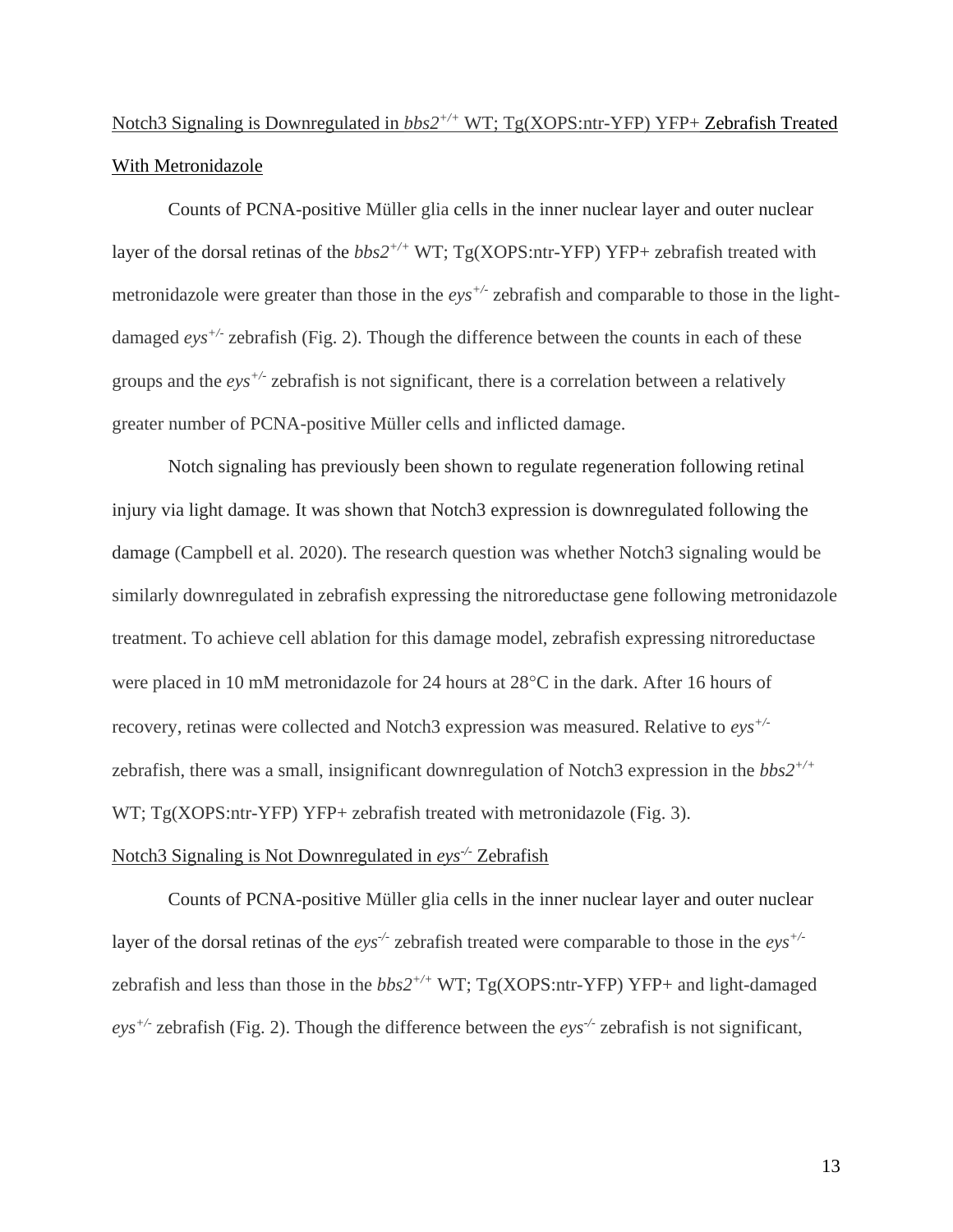<u>Notch3 Signaling is Downregulated in *bbs2*$^{+/+}$ WT; Tg(XOPS:ntr-YFP) YFP+ Zebrafish Treated With Metronidazole</u>

Counts of PCNA-positive Müller glia cells in the inner nuclear layer and outer nuclear layer of the dorsal retinas of the *bbs2*$^{+/+}$ WT; Tg(XOPS:ntr-YFP) YFP+ zebrafish treated with metronidazole were greater than those in the *eys*$^{+/-}$ zebrafish and comparable to those in the light-damaged *eys*$^{+/-}$ zebrafish (Fig. 2). Though the difference between the counts in each of these groups and the *eys*$^{+/-}$ zebrafish is not significant, there is a correlation between a relatively greater number of PCNA-positive Müller cells and inflicted damage.

Notch signaling has previously been shown to regulate regeneration following retinal injury via light damage. It was shown that Notch3 expression is downregulated following the damage (Campbell et al. 2020). The research question was whether Notch3 signaling would be similarly downregulated in zebrafish expressing the nitroreductase gene following metronidazole treatment. To achieve cell ablation for this damage model, zebrafish expressing nitroreductase were placed in 10 mM metronidazole for 24 hours at 28°C in the dark. After 16 hours of recovery, retinas were collected and Notch3 expression was measured. Relative to *eys*$^{+/-}$ zebrafish, there was a small, insignificant downregulation of Notch3 expression in the *bbs2*$^{+/+}$ WT; Tg(XOPS:ntr-YFP) YFP+ zebrafish treated with metronidazole (Fig. 3).

<u>Notch3 Signaling is Not Downregulated in *eys*$^{-/-}$ Zebrafish</u>

Counts of PCNA-positive Müller glia cells in the inner nuclear layer and outer nuclear layer of the dorsal retinas of the *eys*$^{-/-}$ zebrafish treated were comparable to those in the *eys*$^{+/-}$ zebrafish and less than those in the *bbs2*$^{+/+}$ WT; Tg(XOPS:ntr-YFP) YFP+ and light-damaged *eys*$^{+/-}$ zebrafish (Fig. 2). Though the difference between the *eys*$^{-/-}$ zebrafish is not significant,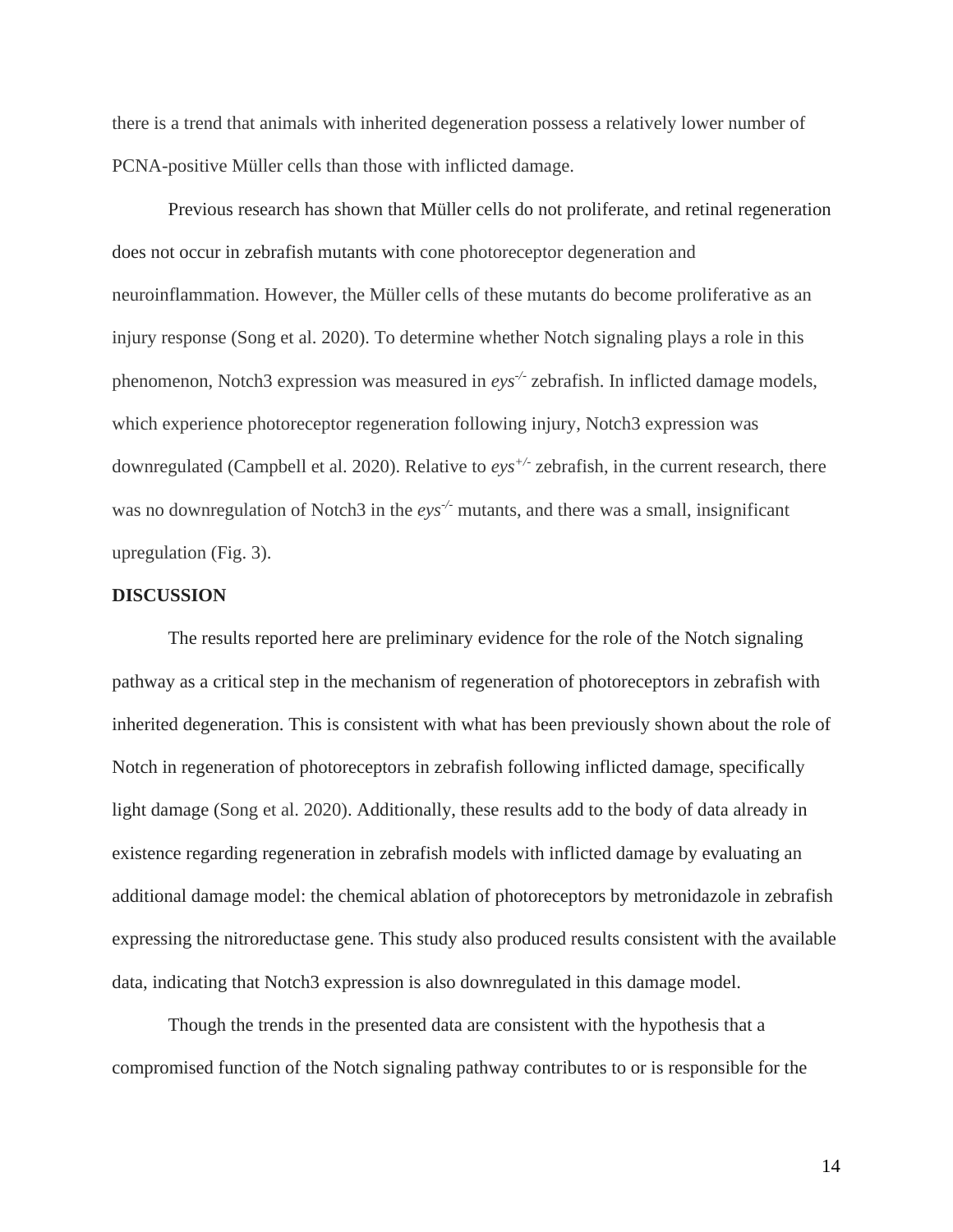there is a trend that animals with inherited degeneration possess a relatively lower number of PCNA-positive Müller cells than those with inflicted damage.

Previous research has shown that Müller cells do not proliferate, and retinal regeneration does not occur in zebrafish mutants with cone photoreceptor degeneration and neuroinflammation. However, the Müller cells of these mutants do become proliferative as an injury response (Song et al. 2020). To determine whether Notch signaling plays a role in this phenomenon, Notch3 expression was measured in *eys*$^{-/-}$ zebrafish. In inflicted damage models, which experience photoreceptor regeneration following injury, Notch3 expression was downregulated (Campbell et al. 2020). Relative to *eys*$^{+/-}$ zebrafish, in the current research, there was no downregulation of Notch3 in the *eys*$^{-/-}$ mutants, and there was a small, insignificant upregulation (Fig. 3).

**DISCUSSION**

The results reported here are preliminary evidence for the role of the Notch signaling pathway as a critical step in the mechanism of regeneration of photoreceptors in zebrafish with inherited degeneration. This is consistent with what has been previously shown about the role of Notch in regeneration of photoreceptors in zebrafish following inflicted damage, specifically light damage (Song et al. 2020). Additionally, these results add to the body of data already in existence regarding regeneration in zebrafish models with inflicted damage by evaluating an additional damage model: the chemical ablation of photoreceptors by metronidazole in zebrafish expressing the nitroreductase gene. This study also produced results consistent with the available data, indicating that Notch3 expression is also downregulated in this damage model.

Though the trends in the presented data are consistent with the hypothesis that a compromised function of the Notch signaling pathway contributes to or is responsible for the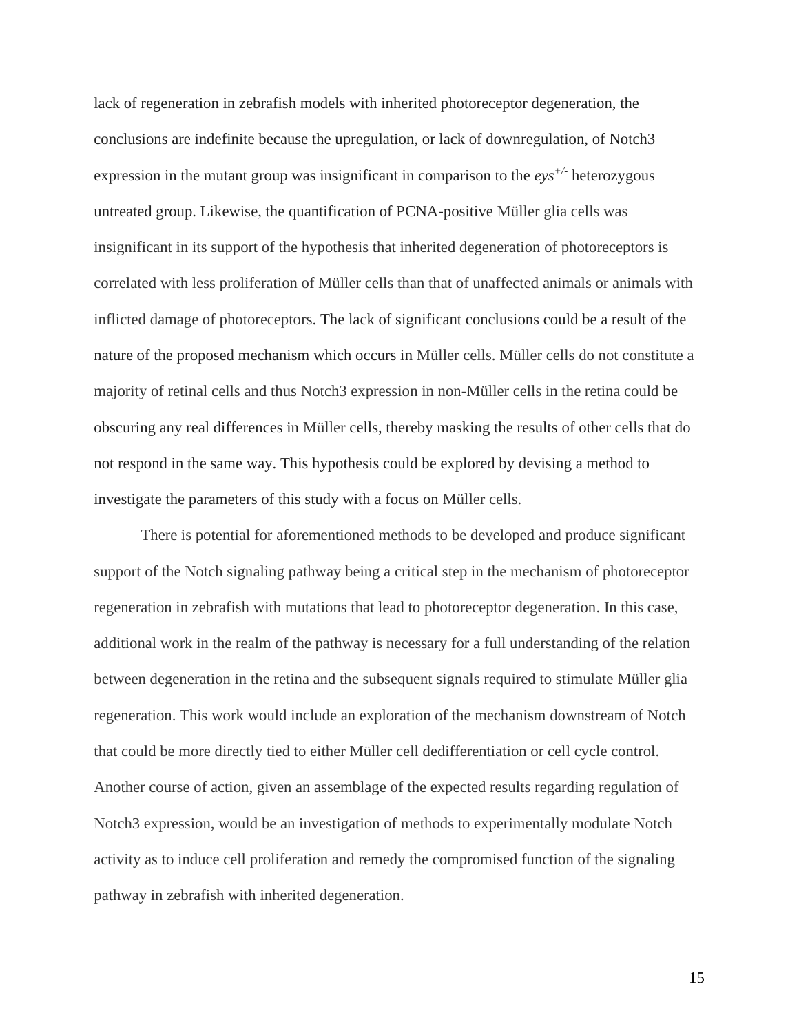lack of regeneration in zebrafish models with inherited photoreceptor degeneration, the conclusions are indefinite because the upregulation, or lack of downregulation, of Notch3 expression in the mutant group was insignificant in comparison to the *eys*$^{+/-}$ heterozygous untreated group. Likewise, the quantification of PCNA-positive Müller glia cells was insignificant in its support of the hypothesis that inherited degeneration of photoreceptors is correlated with less proliferation of Müller cells than that of unaffected animals or animals with inflicted damage of photoreceptors. The lack of significant conclusions could be a result of the nature of the proposed mechanism which occurs in Müller cells. Müller cells do not constitute a majority of retinal cells and thus Notch3 expression in non-Müller cells in the retina could be obscuring any real differences in Müller cells, thereby masking the results of other cells that do not respond in the same way. This hypothesis could be explored by devising a method to investigate the parameters of this study with a focus on Müller cells.

There is potential for aforementioned methods to be developed and produce significant support of the Notch signaling pathway being a critical step in the mechanism of photoreceptor regeneration in zebrafish with mutations that lead to photoreceptor degeneration. In this case, additional work in the realm of the pathway is necessary for a full understanding of the relation between degeneration in the retina and the subsequent signals required to stimulate Müller glia regeneration. This work would include an exploration of the mechanism downstream of Notch that could be more directly tied to either Müller cell dedifferentiation or cell cycle control. Another course of action, given an assemblage of the expected results regarding regulation of Notch3 expression, would be an investigation of methods to experimentally modulate Notch activity as to induce cell proliferation and remedy the compromised function of the signaling pathway in zebrafish with inherited degeneration.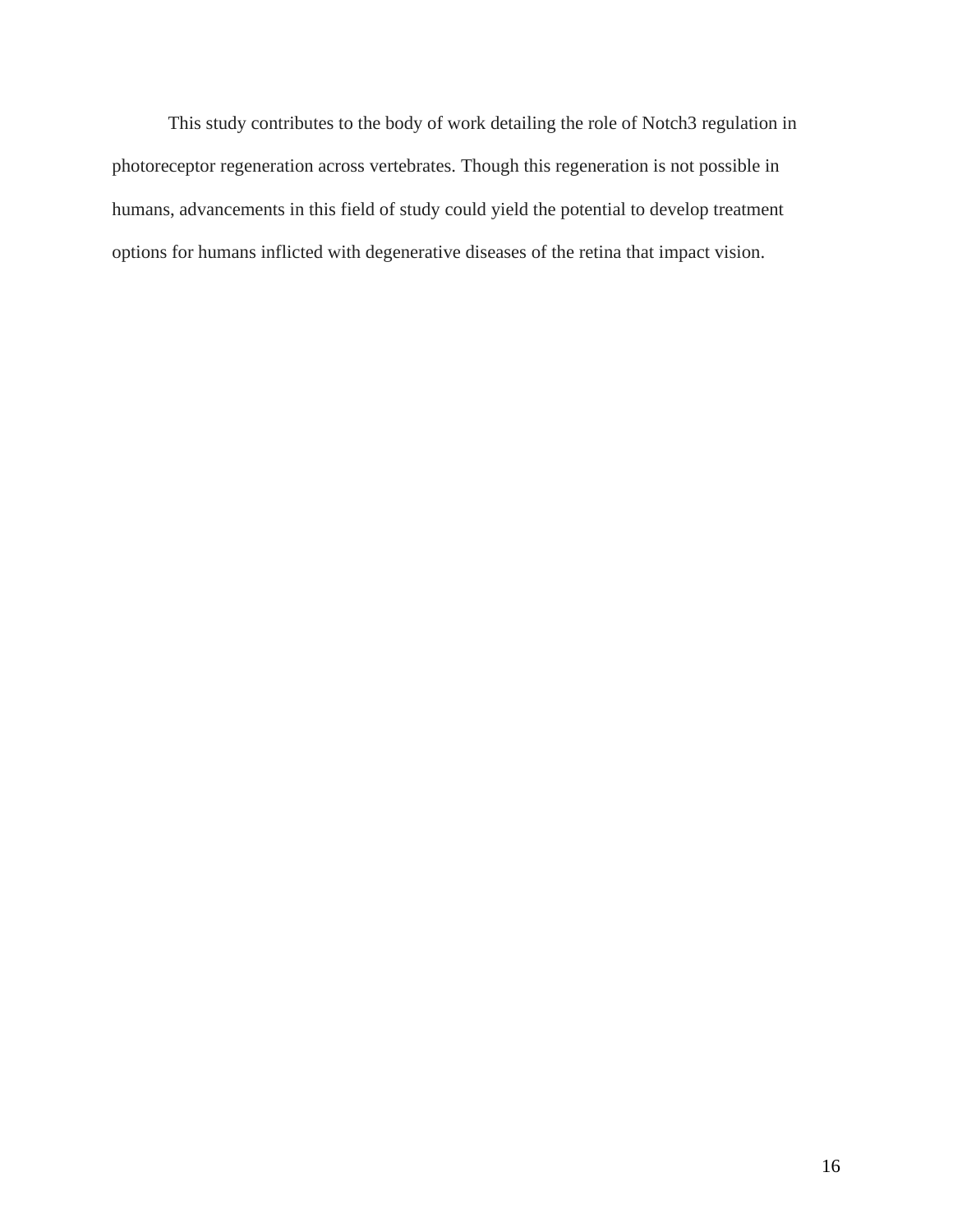This study contributes to the body of work detailing the role of Notch3 regulation in photoreceptor regeneration across vertebrates. Though this regeneration is not possible in humans, advancements in this field of study could yield the potential to develop treatment options for humans inflicted with degenerative diseases of the retina that impact vision.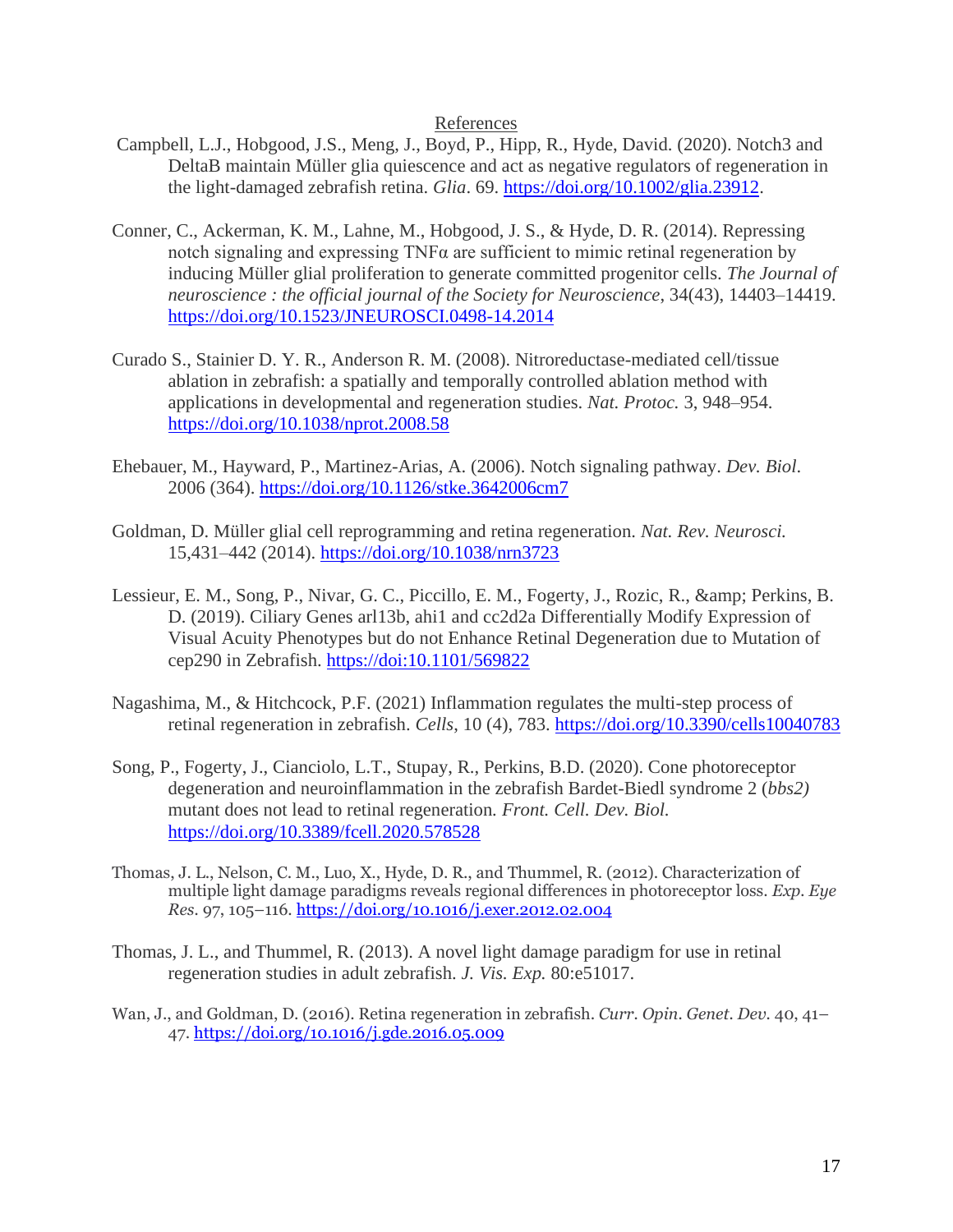## References

Campbell, L.J., Hobgood, J.S., Meng, J., Boyd, P., Hipp, R., Hyde, David. (2020). Notch3 and DeltaB maintain Müller glia quiescence and act as negative regulators of regeneration in the light-damaged zebrafish retina. *Glia*. 69. https://doi.org/10.1002/glia.23912.

Conner, C., Ackerman, K. M., Lahne, M., Hobgood, J. S., & Hyde, D. R. (2014). Repressing notch signaling and expressing TNFα are sufficient to mimic retinal regeneration by inducing Müller glial proliferation to generate committed progenitor cells. *The Journal of neuroscience : the official journal of the Society for Neuroscience*, 34(43), 14403–14419. https://doi.org/10.1523/JNEUROSCI.0498-14.2014

Curado S., Stainier D. Y. R., Anderson R. M. (2008). Nitroreductase-mediated cell/tissue ablation in zebrafish: a spatially and temporally controlled ablation method with applications in developmental and regeneration studies. *Nat. Protoc.* 3, 948–954. https://doi.org/10.1038/nprot.2008.58

Ehebauer, M., Hayward, P., Martinez-Arias, A. (2006). Notch signaling pathway. *Dev. Biol*. 2006 (364). https://doi.org/10.1126/stke.3642006cm7

Goldman, D. Müller glial cell reprogramming and retina regeneration. *Nat. Rev. Neurosci.* 15,431–442 (2014). https://doi.org/10.1038/nrn3723

Lessieur, E. M., Song, P., Nivar, G. C., Piccillo, E. M., Fogerty, J., Rozic, R., &amp; Perkins, B. D. (2019). Ciliary Genes arl13b, ahi1 and cc2d2a Differentially Modify Expression of Visual Acuity Phenotypes but do not Enhance Retinal Degeneration due to Mutation of cep290 in Zebrafish. https://doi:10.1101/569822

Nagashima, M., & Hitchcock, P.F. (2021) Inflammation regulates the multi-step process of retinal regeneration in zebrafish. *Cells*, 10 (4), 783. https://doi.org/10.3390/cells10040783

Song, P., Fogerty, J., Cianciolo, L.T., Stupay, R., Perkins, B.D. (2020). Cone photoreceptor degeneration and neuroinflammation in the zebrafish Bardet-Biedl syndrome 2 (*bbs2)* mutant does not lead to retinal regeneration*. Front. Cell. Dev. Biol.* https://doi.org/10.3389/fcell.2020.578528

Thomas, J. L., Nelson, C. M., Luo, X., Hyde, D. R., and Thummel, R. (2012). Characterization of multiple light damage paradigms reveals regional differences in photoreceptor loss. *Exp. Eye Res.* 97, 105–116. https://doi.org/10.1016/j.exer.2012.02.004

Thomas, J. L., and Thummel, R. (2013). A novel light damage paradigm for use in retinal regeneration studies in adult zebrafish. *J. Vis. Exp.* 80:e51017.

Wan, J., and Goldman, D. (2016). Retina regeneration in zebrafish. *Curr. Opin. Genet. Dev.* 40, 41–47. https://doi.org/10.1016/j.gde.2016.05.009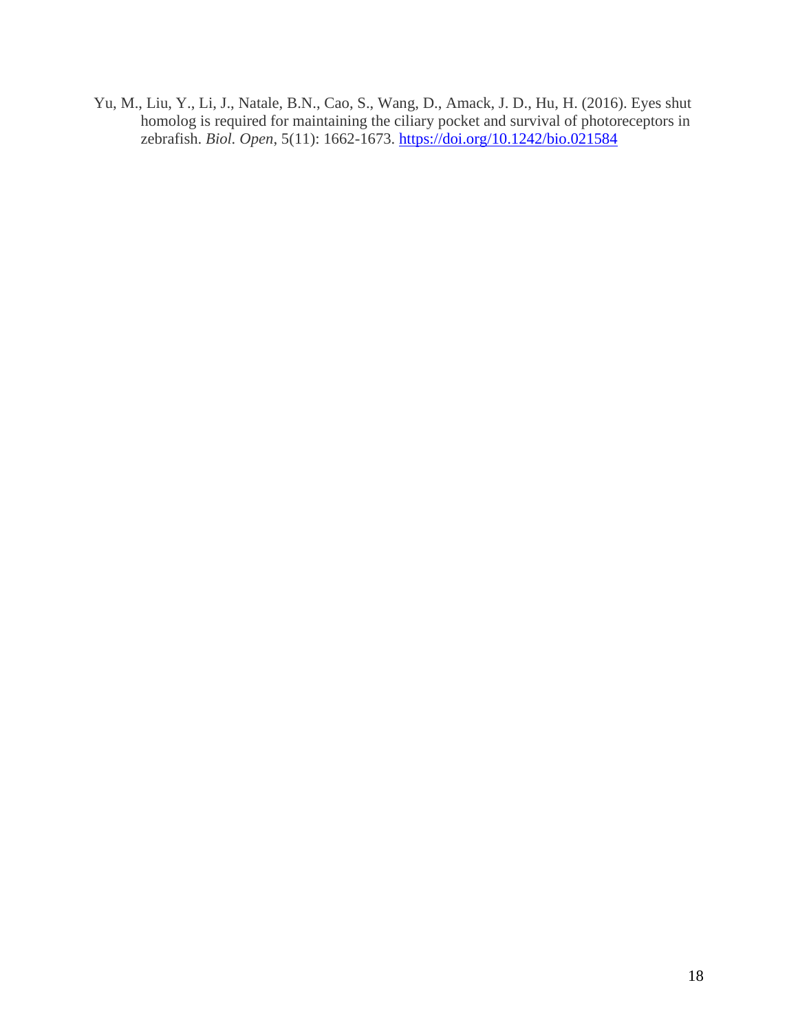Yu, M., Liu, Y., Li, J., Natale, B.N., Cao, S., Wang, D., Amack, J. D., Hu, H. (2016). Eyes shut homolog is required for maintaining the ciliary pocket and survival of photoreceptors in zebrafish. *Biol. Open*, 5(11): 1662-1673. https://doi.org/10.1242/bio.021584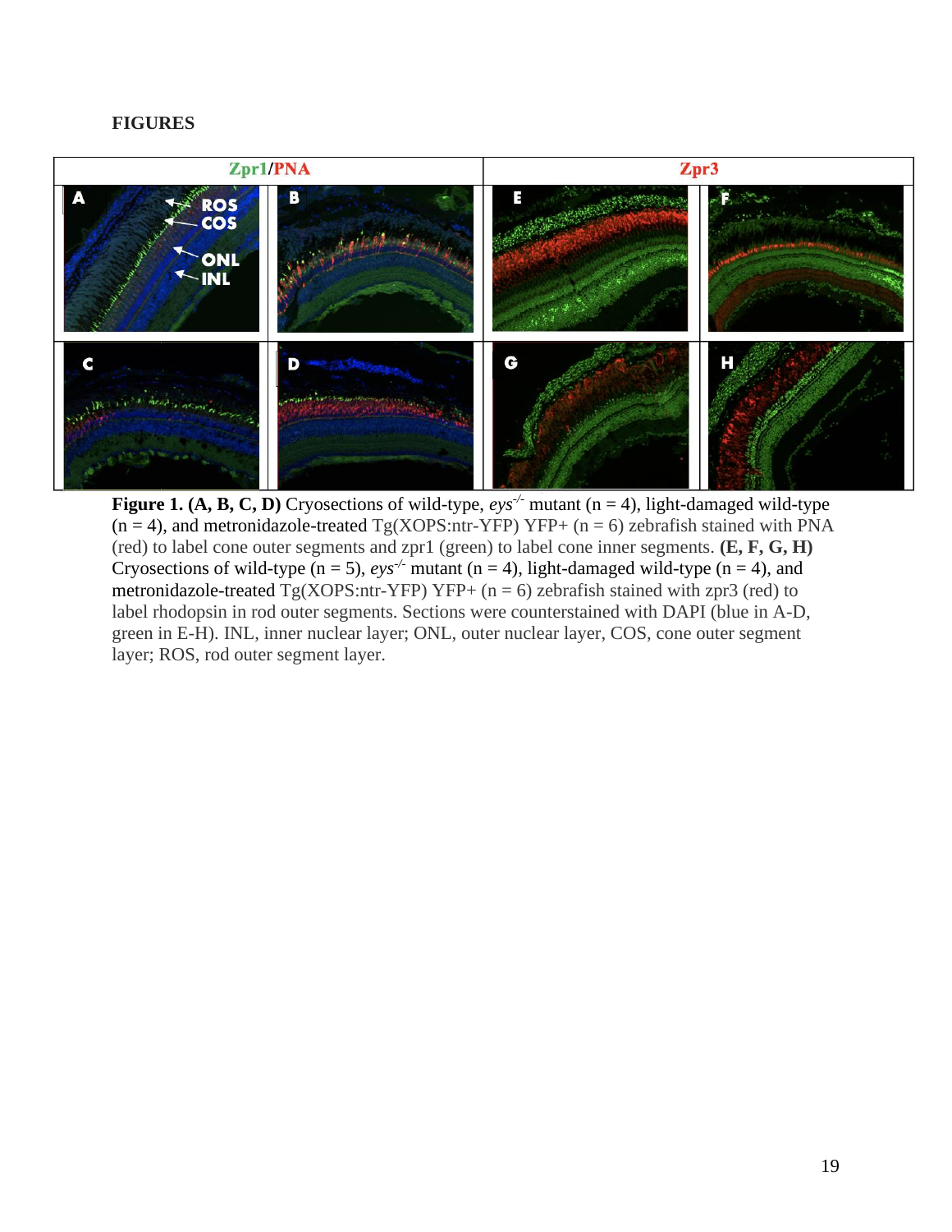## FIGURES

**Figure 1. (A, B, C, D)** Cryosections of wild-type, *eys*$^{-/-}$ mutant (n = 4), light-damaged wild-type (n = 4), and metronidazole-treated Tg(XOPS:ntr-YFP) YFP+ (n = 6) zebrafish stained with PNA (red) to label cone outer segments and zpr1 (green) to label cone inner segments. **(E, F, G, H)** Cryosections of wild-type (n = 5), *eys*$^{-/-}$ mutant (n = 4), light-damaged wild-type (n = 4), and metronidazole-treated Tg(XOPS:ntr-YFP) YFP+ (n = 6) zebrafish stained with zpr3 (red) to label rhodopsin in rod outer segments. Sections were counterstained with DAPI (blue in A-D, green in E-H). INL, inner nuclear layer; ONL, outer nuclear layer, COS, cone outer segment layer; ROS, rod outer segment layer.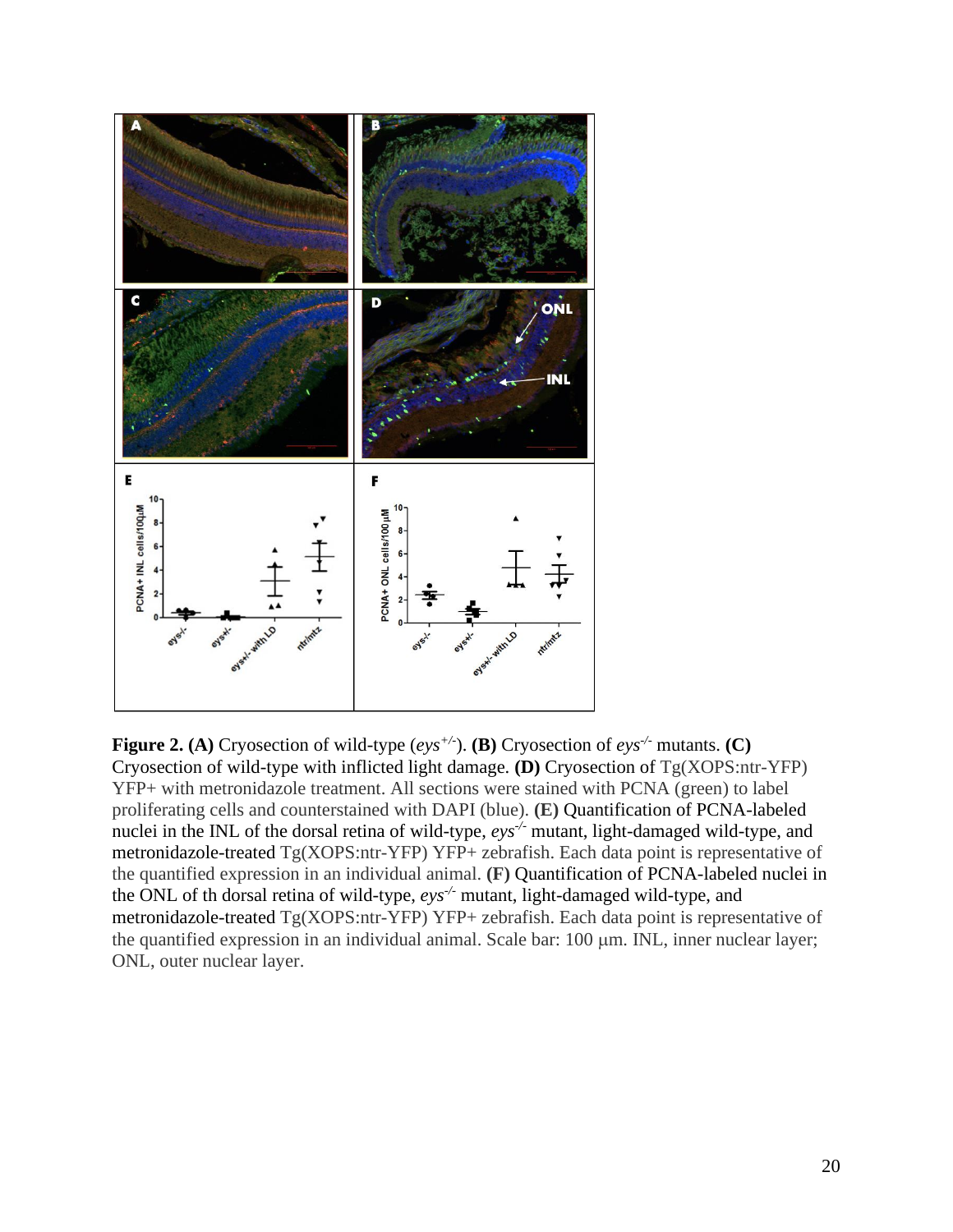**Figure 2. (A)** Cryosection of wild-type (*eys*$^{+/-}$). **(B)** Cryosection of *eys*$^{-/-}$ mutants. **(C)** Cryosection of wild-type with inflicted light damage. **(D)** Cryosection of Tg(XOPS:ntr-YFP) YFP+ with metronidazole treatment. All sections were stained with PCNA (green) to label proliferating cells and counterstained with DAPI (blue). **(E)** Quantification of PCNA-labeled nuclei in the INL of the dorsal retina of wild-type, *eys*$^{-/-}$ mutant, light-damaged wild-type, and metronidazole-treated Tg(XOPS:ntr-YFP) YFP+ zebrafish. Each data point is representative of the quantified expression in an individual animal. **(F)** Quantification of PCNA-labeled nuclei in the ONL of th dorsal retina of wild-type, *eys*$^{-/-}$ mutant, light-damaged wild-type, and metronidazole-treated Tg(XOPS:ntr-YFP) YFP+ zebrafish. Each data point is representative of the quantified expression in an individual animal. Scale bar: 100 μm. INL, inner nuclear layer; ONL, outer nuclear layer.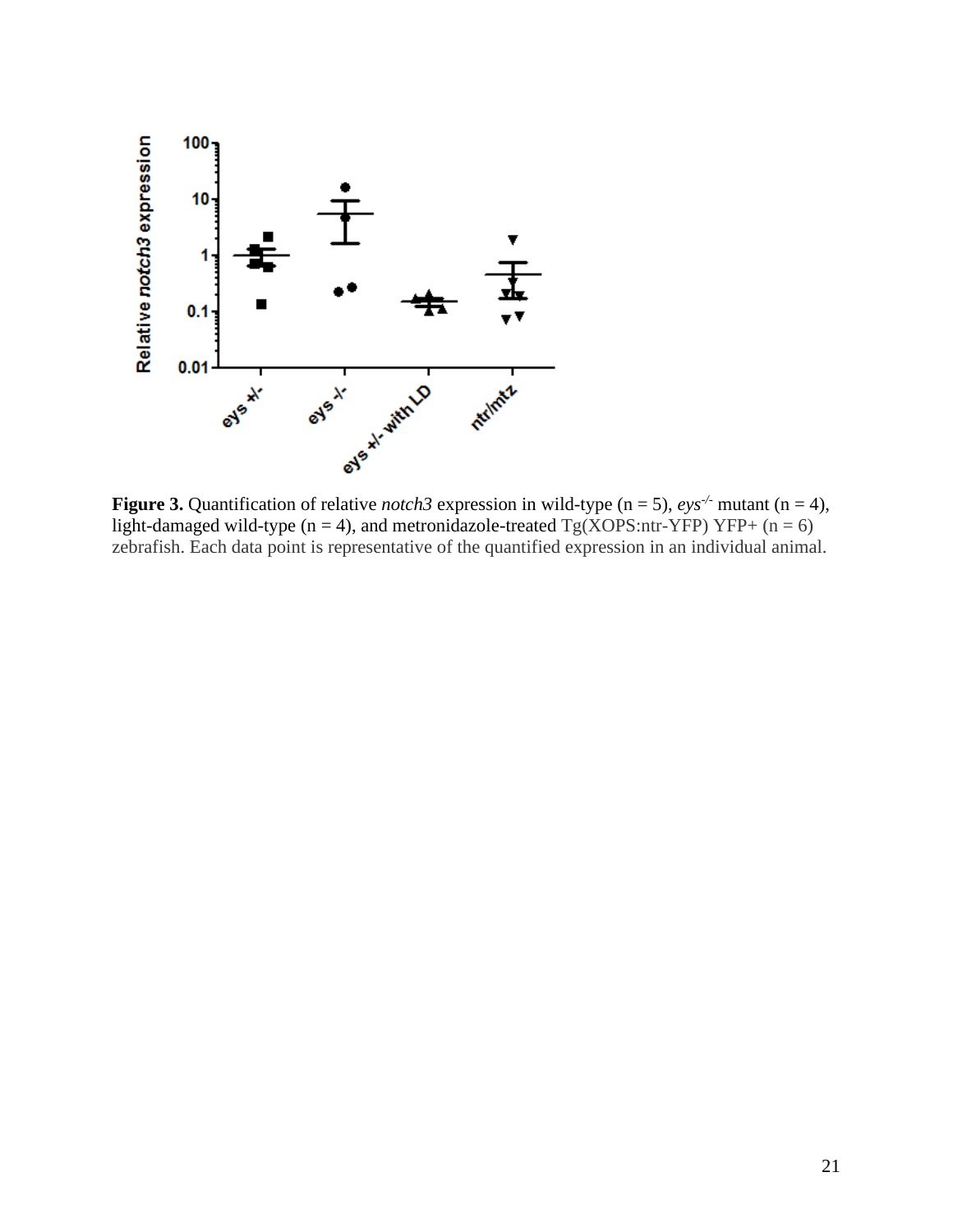Relative *notch3* expression

100

10

1

0.1

0.01

eys +/-

eys -/-

eys +/- with LD

ntr/mtz

**Figure 3.** Quantification of relative *notch3* expression in wild-type (n = 5), *eys*$^{-/-}$ mutant (n = 4), light-damaged wild-type (n = 4), and metronidazole-treated Tg(XOPS:ntr-YFP) YFP+ (n = 6) zebrafish. Each data point is representative of the quantified expression in an individual animal.